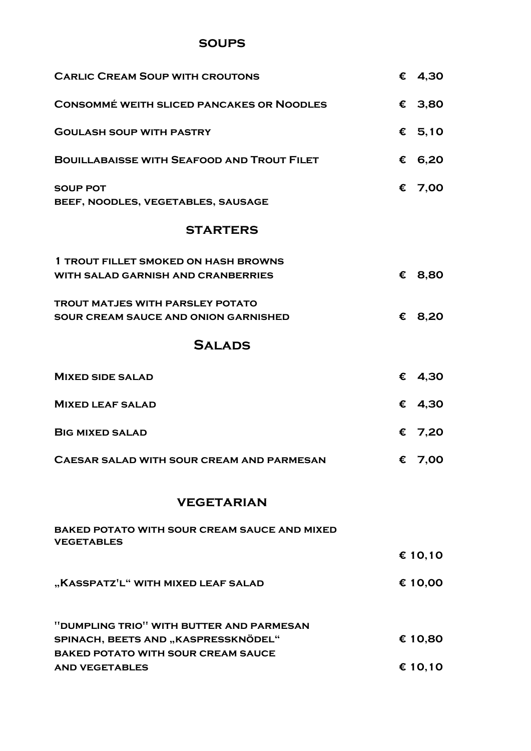## SOUPS

| | |
|---|---|
| CARLIC CREAM SOUP WITH CROUTONS | € 4,30 |
| CONSOMMÉ WEITH SLICED PANCAKES OR NOODLES | € 3,80 |
| GOULASH SOUP WITH PASTRY | € 5,10 |
| BOUILLABAISSE WITH SEAFOOD AND TROUT FILET | € 6,20 |
| SOUP POT<br>BEEF, NOODLES, VEGETABLES, SAUSAGE | € 7,00 |

## STARTERS

| | |
|---|---|
| 1 TROUT FILLET SMOKED ON HASH BROWNS<br>WITH SALAD GARNISH AND CRANBERRIES | € 8,80 |
| TROUT MATJES WITH PARSLEY POTATO<br>SOUR CREAM SAUCE AND ONION GARNISHED | € 8,20 |

## SALADS

| | |
|---|---|
| MIXED SIDE SALAD | € 4,30 |
| MIXED LEAF SALAD | € 4,30 |
| BIG MIXED SALAD | € 7,20 |
| CAESAR SALAD WITH SOUR CREAM AND PARMESAN | € 7,00 |

## VEGETARIAN

| | |
|---|---|
| BAKED POTATO WITH SOUR CREAM SAUCE AND MIXED VEGETABLES | € 10,10 |
| „KASSPATZ'L" WITH MIXED LEAF SALAD | € 10,00 |
| "DUMPLING TRIO" WITH BUTTER AND PARMESAN<br>SPINACH, BEETS AND „KASPRESSKNÖDEL" | € 10,80 |
| BAKED POTATO WITH SOUR CREAM SAUCE<br>AND VEGETABLES | € 10,10 |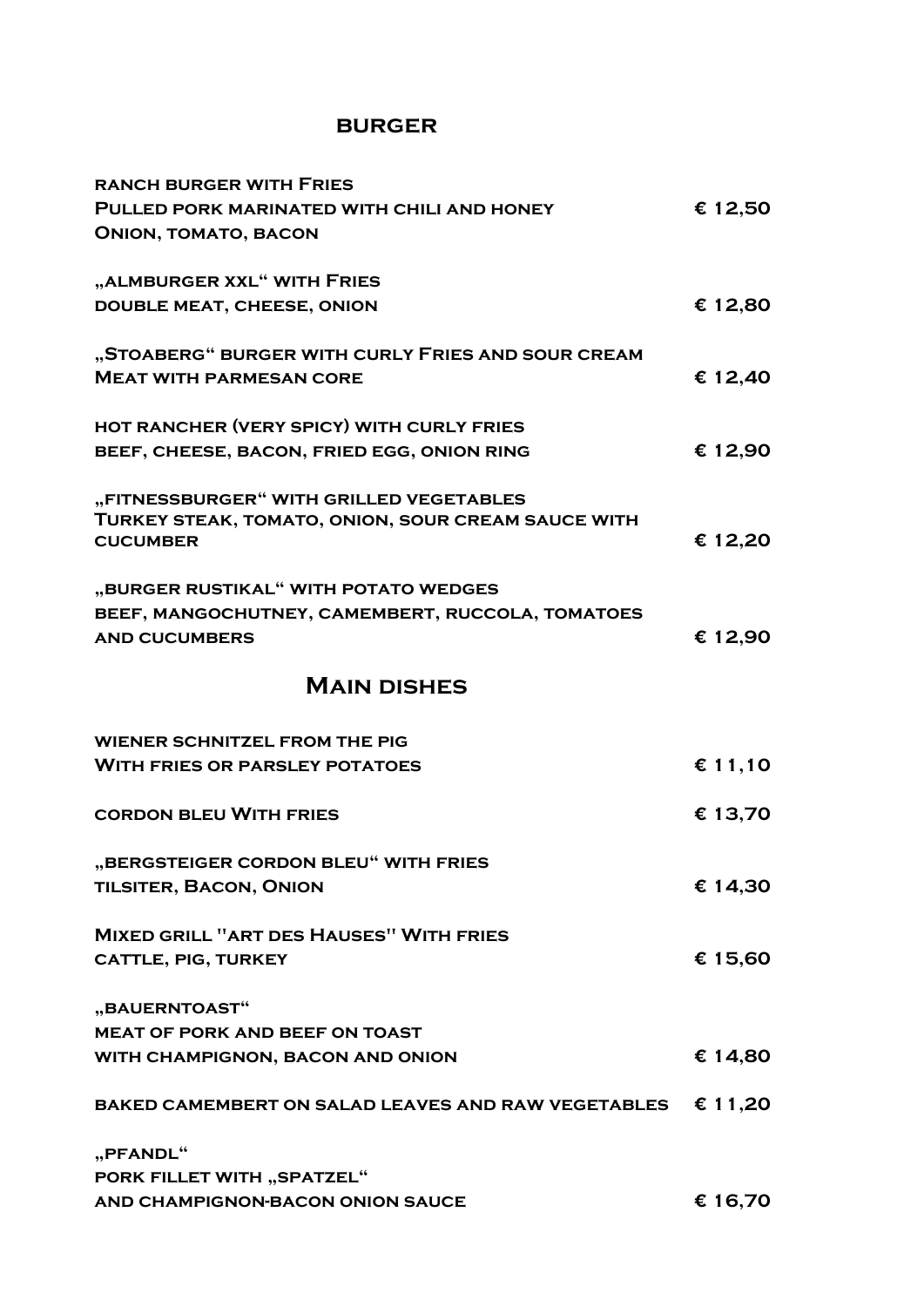## BURGER

**RANCH BURGER WITH FRIES**
**PULLED PORK MARINATED WITH CHILI AND HONEY** — **€ 12,50**
**ONION, TOMATO, BACON**

**„ALMBURGER XXL" WITH FRIES**
**DOUBLE MEAT, CHEESE, ONION** — **€ 12,80**

**„STOABERG" BURGER WITH CURLY FRIES AND SOUR CREAM**
**MEAT WITH PARMESAN CORE** — **€ 12,40**

**HOT RANCHER (VERY SPICY) WITH CURLY FRIES**
**BEEF, CHEESE, BACON, FRIED EGG, ONION RING** — **€ 12,90**

**„FITNESSBURGER" WITH GRILLED VEGETABLES**
**TURKEY STEAK, TOMATO, ONION, SOUR CREAM SAUCE WITH CUCUMBER** — **€ 12,20**

**„BURGER RUSTIKAL" WITH POTATO WEDGES**
**BEEF, MANGOCHUTNEY, CAMEMBERT, RUCCOLA, TOMATOES AND CUCUMBERS** — **€ 12,90**

## MAIN DISHES

**WIENER SCHNITZEL FROM THE PIG**
**WITH FRIES OR PARSLEY POTATOES** — **€ 11,10**

**CORDON BLEU WITH FRIES** — **€ 13,70**

**„BERGSTEIGER CORDON BLEU" WITH FRIES**
**TILSITER, BACON, ONION** — **€ 14,30**

**MIXED GRILL "ART DES HAUSES" WITH FRIES**
**CATTLE, PIG, TURKEY** — **€ 15,60**

**„BAUERNTOAST"**
**MEAT OF PORK AND BEEF ON TOAST**
**WITH CHAMPIGNON, BACON AND ONION** — **€ 14,80**

**BAKED CAMEMBERT ON SALAD LEAVES AND RAW VEGETABLES** — **€ 11,20**

**„PFANDL"**
**PORK FILLET WITH „SPATZEL"**
**AND CHAMPIGNON-BACON ONION SAUCE** — **€ 16,70**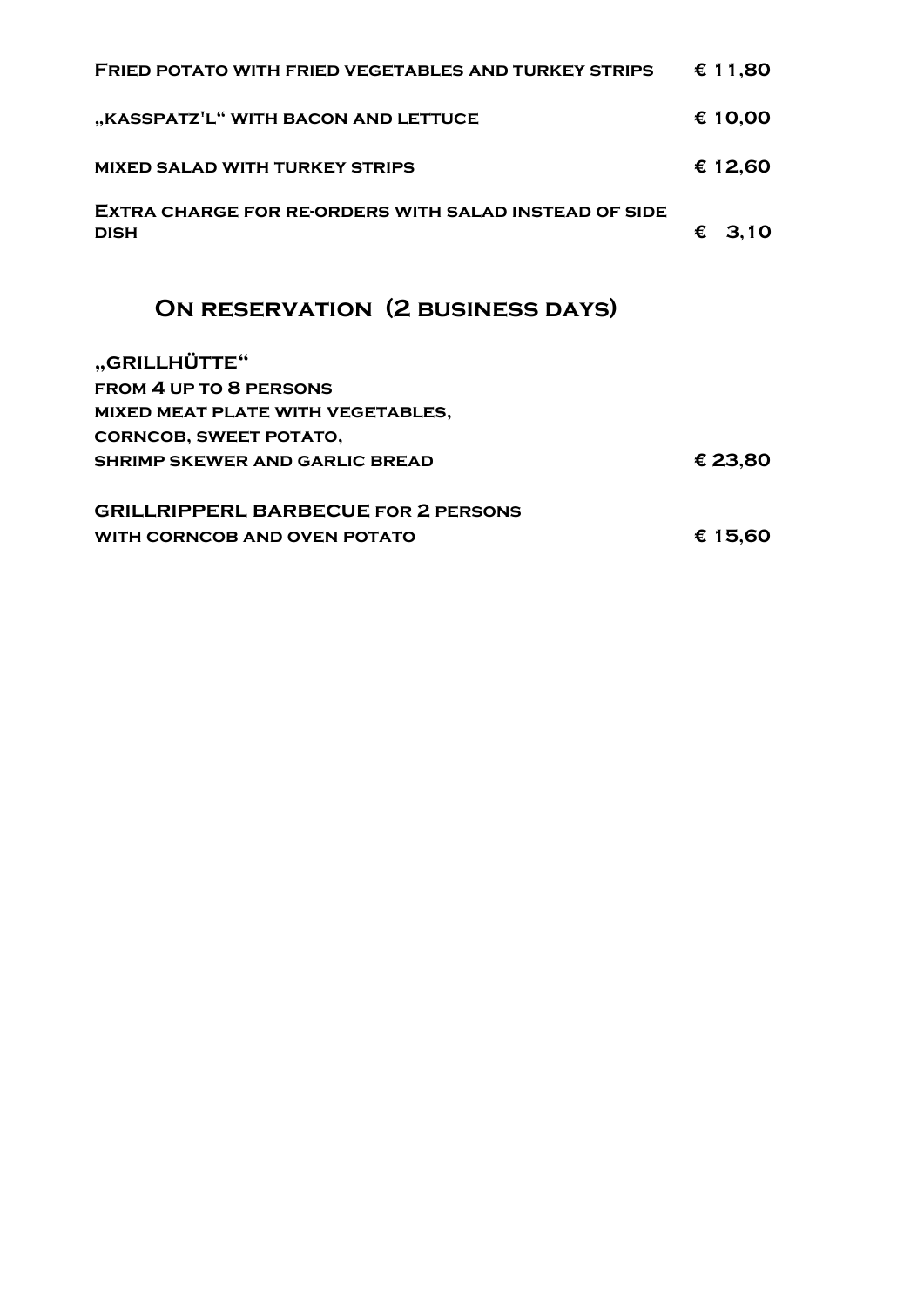| | |
|---|---|
| **Fried potato with fried vegetables and turkey strips** | **€ 11,80** |
| **„Kasspatz'l" with bacon and lettuce** | **€ 10,00** |
| **Mixed salad with turkey strips** | **€ 12,60** |
| **Extra charge for re-orders with salad instead of side dish** | **€ 3,10** |

## On reservation (2 business days)

**„Grillhütte"**
**from 4 up to 8 persons**
**mixed meat plate with vegetables,**
**corncob, sweet potato,**
**shrimp skewer and garlic bread** — **€ 23,80**

**GRILLRIPPERL BARBECUE for 2 persons**
**with corncob and oven potato** — **€ 15,60**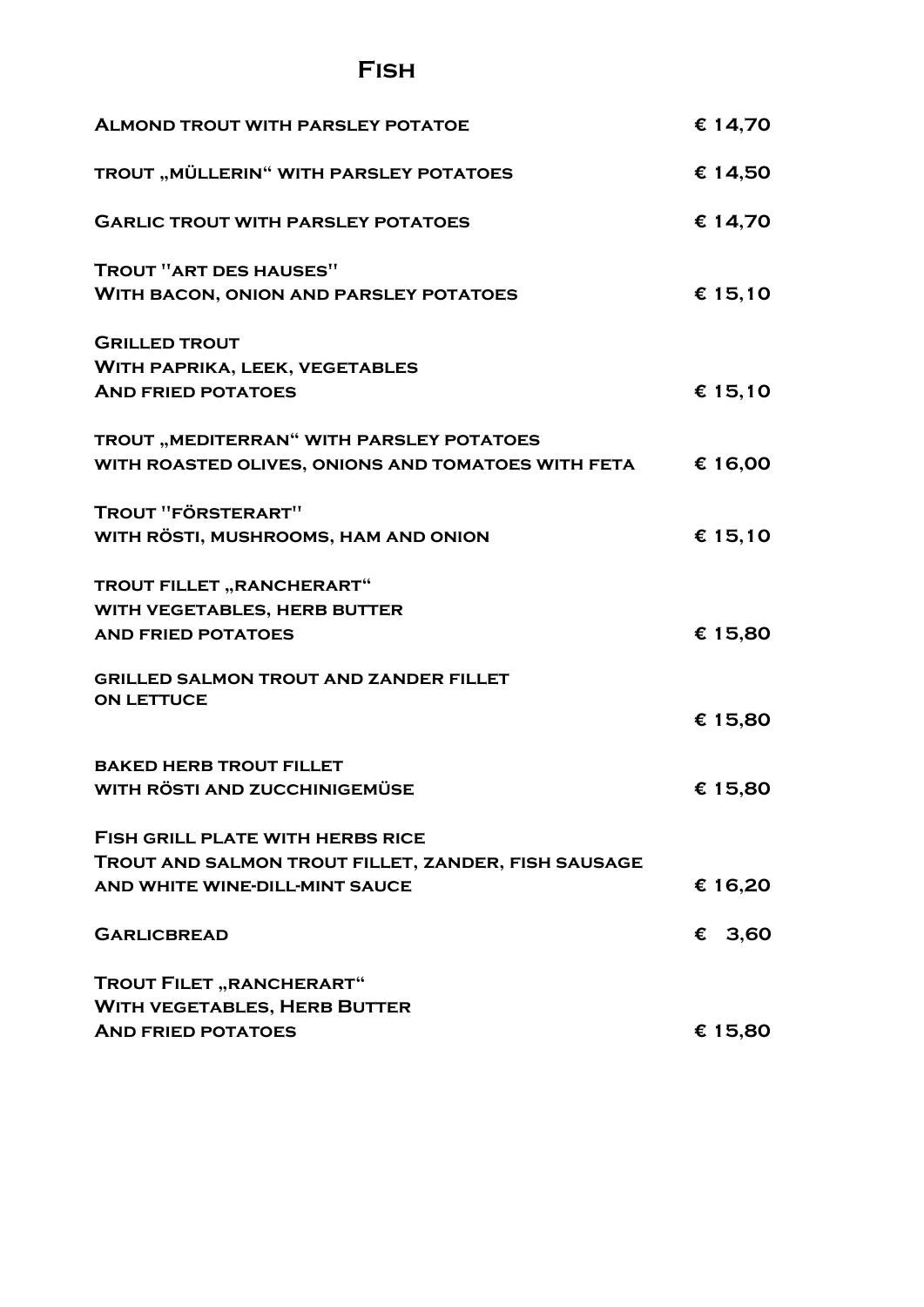# Fish

| | |
|---|---|
| Almond trout with parsley potatoe | € 14,70 |
| trout „Müllerin" with parsley potatoes | € 14,50 |
| Garlic trout with parsley potatoes | € 14,70 |
| Trout "art des Hauses"<br>With bacon, onion and parsley potatoes | € 15,10 |
| Grilled trout<br>With paprika, leek, vegetables<br>And fried potatoes | € 15,10 |
| trout „mediterran" with parsley potatoes<br>with roasted olives, onions and tomatoes with feta | € 16,00 |
| Trout "Försterart"<br>with rösti, mushrooms, ham and onion | € 15,10 |
| trout fillet „Rancherart"<br>with vegetables, herb butter<br>and fried potatoes | € 15,80 |
| grilled salmon trout and zander fillet<br>on lettuce | € 15,80 |
| baked herb trout fillet<br>with rösti and zucchinigemüse | € 15,80 |
| Fish grill plate with herbs rice<br>Trout and salmon trout fillet, zander, fish sausage<br>and white wine-dill-mint sauce | € 16,20 |
| Garlicbread | € 3,60 |
| Trout Filet „Rancherart"<br>With vegetables, Herb Butter<br>And fried potatoes | € 15,80 |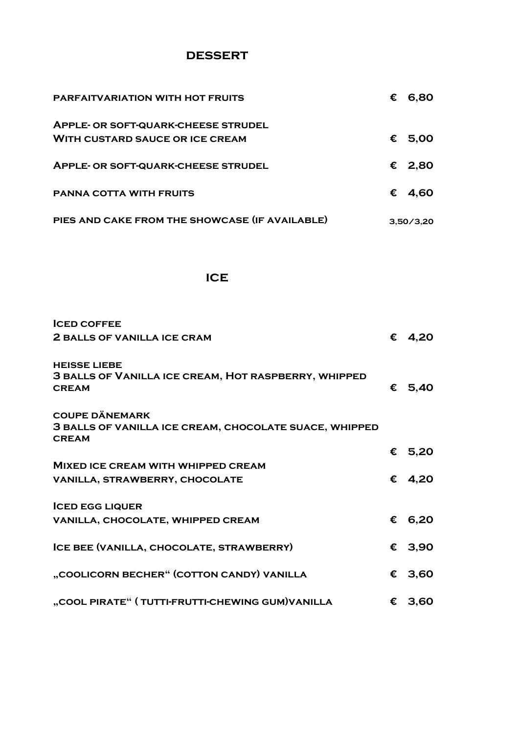## DESSERT

| | |
|---|---|
| PARFAITVARIATION WITH HOT FRUITS | € 6,80 |
| APPLE- OR SOFT-QUARK-CHEESE STRUDEL<br>WITH CUSTARD SAUCE OR ICE CREAM | € 5,00 |
| APPLE- OR SOFT-QUARK-CHEESE STRUDEL | € 2,80 |
| PANNA COTTA WITH FRUITS | € 4,60 |
| PIES AND CAKE FROM THE SHOWCASE (IF AVAILABLE) | 3,50/3,20 |

## ICE

| | |
|---|---|
| ICED COFFEE<br>2 BALLS OF VANILLA ICE CRAM | € 4,20 |
| HEISSE LIEBE<br>3 BALLS OF VANILLA ICE CREAM, HOT RASPBERRY, WHIPPED CREAM | € 5,40 |
| COUPE DÄNEMARK<br>3 BALLS OF VANILLA ICE CREAM, CHOCOLATE SUACE, WHIPPED CREAM | € 5,20 |
| MIXED ICE CREAM WITH WHIPPED CREAM<br>VANILLA, STRAWBERRY, CHOCOLATE | € 4,20 |
| ICED EGG LIQUER<br>VANILLA, CHOCOLATE, WHIPPED CREAM | € 6,20 |
| ICE BEE (VANILLA, CHOCOLATE, STRAWBERRY) | € 3,90 |
| „COOLICORN BECHER“ (COTTON CANDY) VANILLA | € 3,60 |
| „COOL PIRATE“ ( TUTTI-FRUTTI-CHEWING GUM)VANILLA | € 3,60 |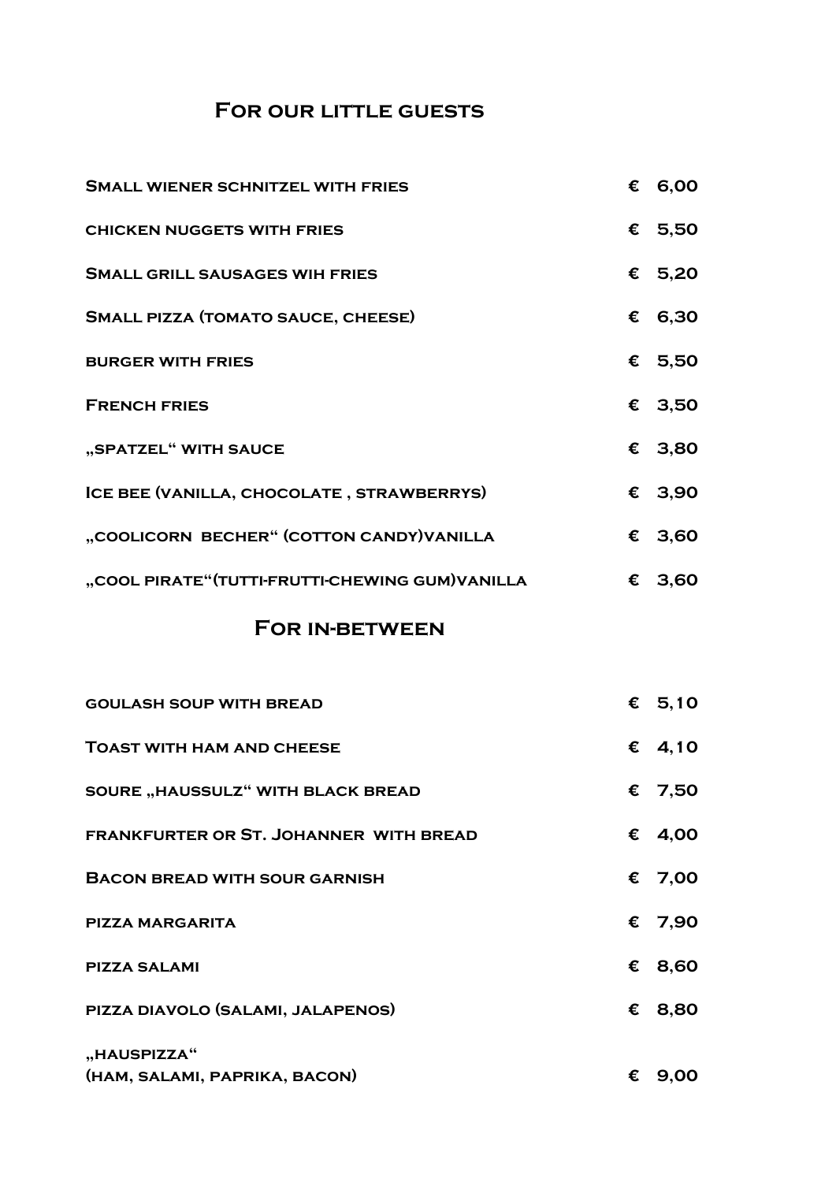## For our little guests

| | |
|---|---|
| Small wiener schnitzel with fries | € 6,00 |
| chicken nuggets with fries | € 5,50 |
| Small grill sausages wih fries | € 5,20 |
| Small pizza (tomato sauce, cheese) | € 6,30 |
| burger with fries | € 5,50 |
| French fries | € 3,50 |
| „spatzel“ with sauce | € 3,80 |
| Ice bee (vanilla, chocolate , strawberrys) | € 3,90 |
| „coolicorn becher“ (cotton candy)vanilla | € 3,60 |
| „cool pirate“(tutti-frutti-chewing gum)vanilla | € 3,60 |

## For in-between

| | |
|---|---|
| goulash soup with bread | € 5,10 |
| Toast with ham and cheese | € 4,10 |
| soure „haussulz“ with black bread | € 7,50 |
| frankfurter or St. Johanner with bread | € 4,00 |
| Bacon bread with sour garnish | € 7,00 |
| pizza margarita | € 7,90 |
| pizza salami | € 8,60 |
| pizza diavolo (salami, jalapenos) | € 8,80 |
| „hauspizza“ (ham, salami, paprika, bacon) | € 9,00 |